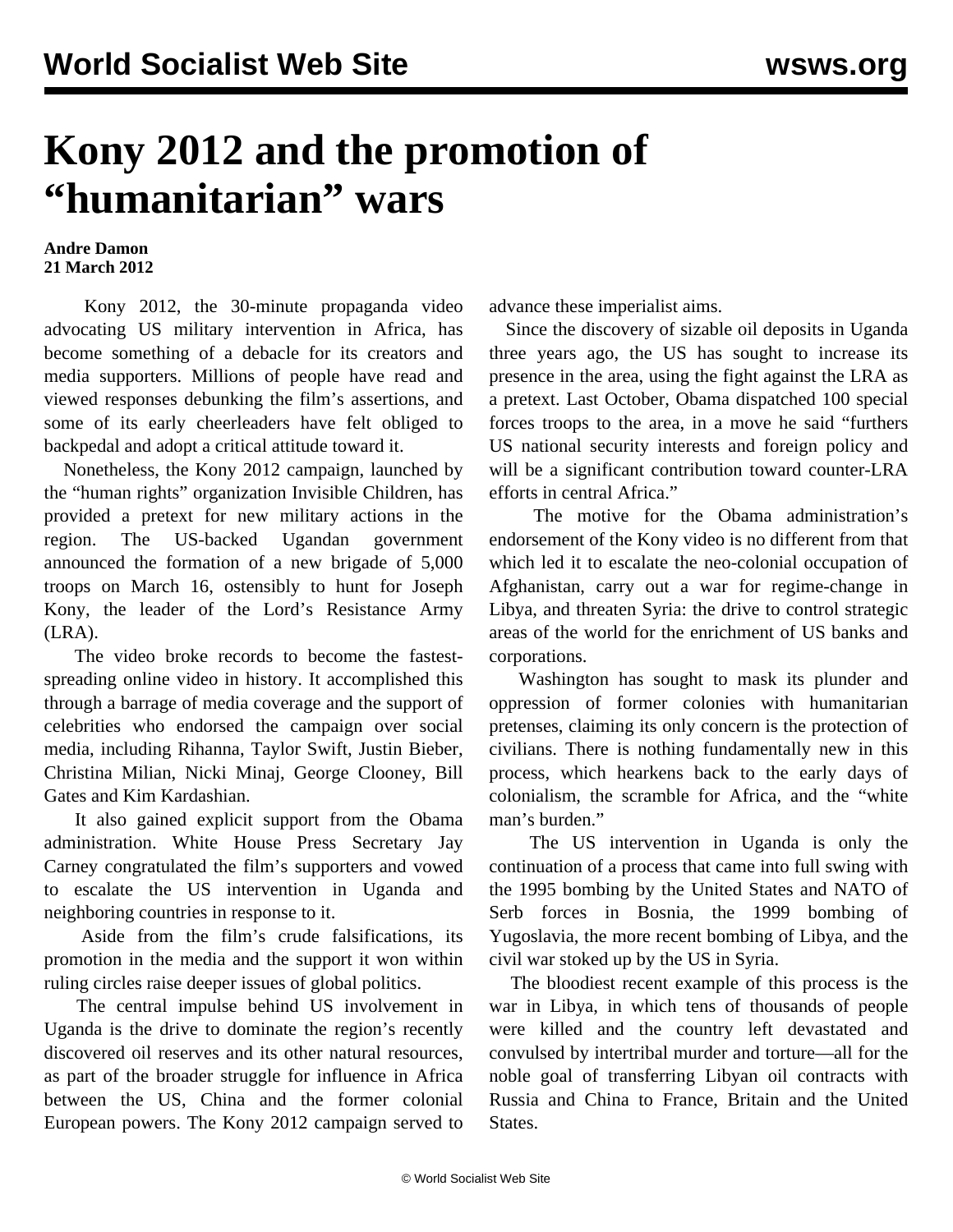# Kony 2012 and the promotion of "humanitarian" wars

**Andre Damon**
**21 March 2012**

Kony 2012, the 30-minute propaganda video advocating US military intervention in Africa, has become something of a debacle for its creators and media supporters. Millions of people have read and viewed responses debunking the film's assertions, and some of its early cheerleaders have felt obliged to backpedal and adopt a critical attitude toward it.

Nonetheless, the Kony 2012 campaign, launched by the "human rights" organization Invisible Children, has provided a pretext for new military actions in the region. The US-backed Ugandan government announced the formation of a new brigade of 5,000 troops on March 16, ostensibly to hunt for Joseph Kony, the leader of the Lord's Resistance Army (LRA).

The video broke records to become the fastest-spreading online video in history. It accomplished this through a barrage of media coverage and the support of celebrities who endorsed the campaign over social media, including Rihanna, Taylor Swift, Justin Bieber, Christina Milian, Nicki Minaj, George Clooney, Bill Gates and Kim Kardashian.

It also gained explicit support from the Obama administration. White House Press Secretary Jay Carney congratulated the film's supporters and vowed to escalate the US intervention in Uganda and neighboring countries in response to it.

Aside from the film's crude falsifications, its promotion in the media and the support it won within ruling circles raise deeper issues of global politics.

The central impulse behind US involvement in Uganda is the drive to dominate the region's recently discovered oil reserves and its other natural resources, as part of the broader struggle for influence in Africa between the US, China and the former colonial European powers. The Kony 2012 campaign served to advance these imperialist aims.

Since the discovery of sizable oil deposits in Uganda three years ago, the US has sought to increase its presence in the area, using the fight against the LRA as a pretext. Last October, Obama dispatched 100 special forces troops to the area, in a move he said "furthers US national security interests and foreign policy and will be a significant contribution toward counter-LRA efforts in central Africa."

The motive for the Obama administration's endorsement of the Kony video is no different from that which led it to escalate the neo-colonial occupation of Afghanistan, carry out a war for regime-change in Libya, and threaten Syria: the drive to control strategic areas of the world for the enrichment of US banks and corporations.

Washington has sought to mask its plunder and oppression of former colonies with humanitarian pretenses, claiming its only concern is the protection of civilians. There is nothing fundamentally new in this process, which hearkens back to the early days of colonialism, the scramble for Africa, and the "white man's burden."

The US intervention in Uganda is only the continuation of a process that came into full swing with the 1995 bombing by the United States and NATO of Serb forces in Bosnia, the 1999 bombing of Yugoslavia, the more recent bombing of Libya, and the civil war stoked up by the US in Syria.

The bloodiest recent example of this process is the war in Libya, in which tens of thousands of people were killed and the country left devastated and convulsed by intertribal murder and torture—all for the noble goal of transferring Libyan oil contracts with Russia and China to France, Britain and the United States.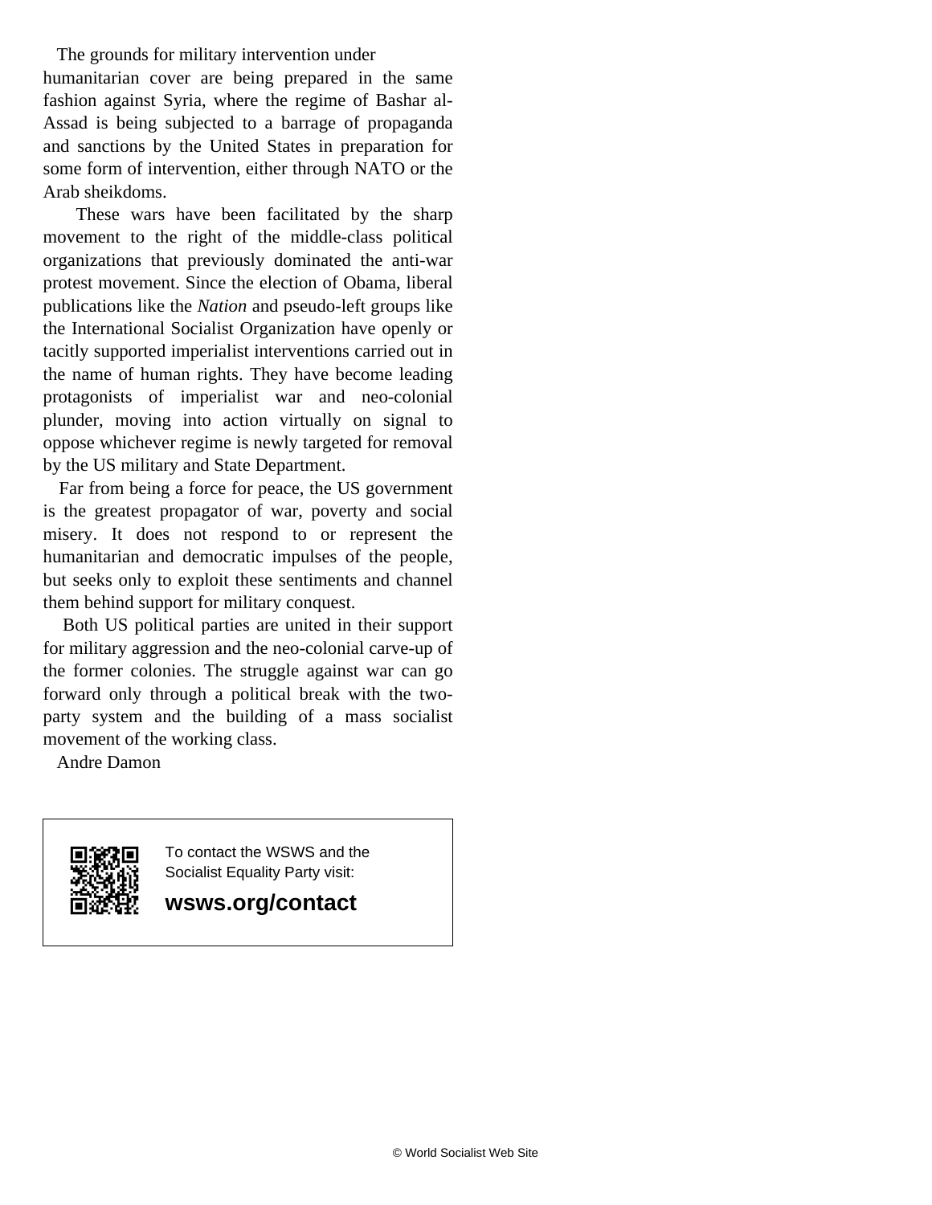The grounds for military intervention under humanitarian cover are being prepared in the same fashion against Syria, where the regime of Bashar al-Assad is being subjected to a barrage of propaganda and sanctions by the United States in preparation for some form of intervention, either through NATO or the Arab sheikdoms.

These wars have been facilitated by the sharp movement to the right of the middle-class political organizations that previously dominated the anti-war protest movement. Since the election of Obama, liberal publications like the *Nation* and pseudo-left groups like the International Socialist Organization have openly or tacitly supported imperialist interventions carried out in the name of human rights. They have become leading protagonists of imperialist war and neo-colonial plunder, moving into action virtually on signal to oppose whichever regime is newly targeted for removal by the US military and State Department.

Far from being a force for peace, the US government is the greatest propagator of war, poverty and social misery. It does not respond to or represent the humanitarian and democratic impulses of the people, but seeks only to exploit these sentiments and channel them behind support for military conquest.

Both US political parties are united in their support for military aggression and the neo-colonial carve-up of the former colonies. The struggle against war can go forward only through a political break with the two-party system and the building of a mass socialist movement of the working class.

Andre Damon

To contact the WSWS and the Socialist Equality Party visit:

**wsws.org/contact**